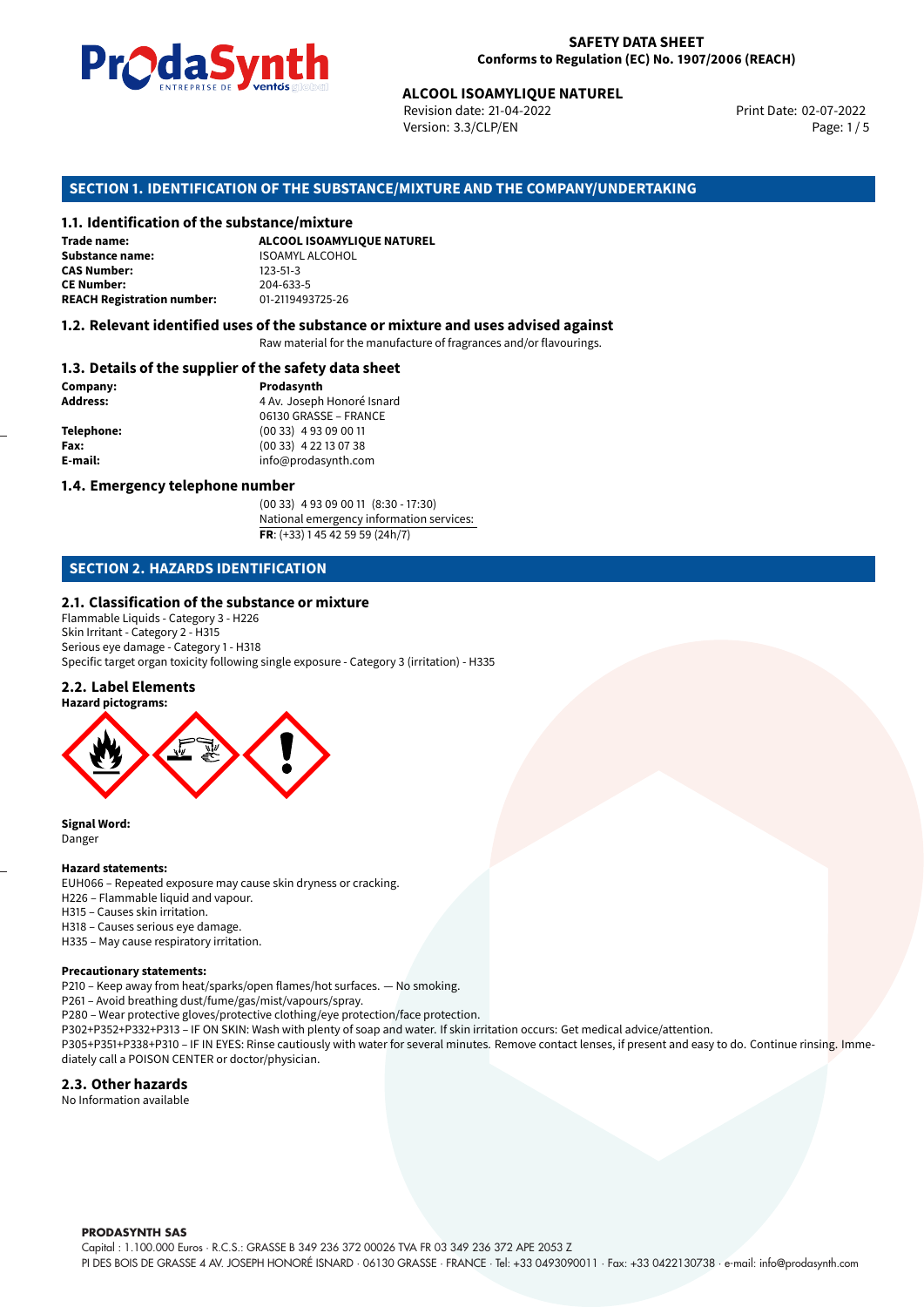**SAFETY DATA SHEET**
**Conforms to Regulation (EC) No. 1907/2006 (REACH)**

**ALCOOL ISOAMYLIQUE NATUREL**
Revision date: 21-04-2022
Version: 3.3/CLP/EN
Print Date: 02-07-2022

## SECTION 1. IDENTIFICATION OF THE SUBSTANCE/MIXTURE AND THE COMPANY/UNDERTAKING

### 1.1. Identification of the substance/mixture

| | |
|---|---|
| **Trade name:** | **ALCOOL ISOAMYLIQUE NATUREL** |
| **Substance name:** | ISOAMYL ALCOHOL |
| **CAS Number:** | 123-51-3 |
| **CE Number:** | 204-633-5 |
| **REACH Registration number:** | 01-2119493725-26 |

### 1.2. Relevant identified uses of the substance or mixture and uses advised against

Raw material for the manufacture of fragrances and/or flavourings.

### 1.3. Details of the supplier of the safety data sheet

| | |
|---|---|
| **Company:** | **Prodasynth** |
| **Address:** | 4 Av. Joseph Honoré Isnard<br>06130 GRASSE – FRANCE |
| **Telephone:** | (00 33) 4 93 09 00 11 |
| **Fax:** | (00 33) 4 22 13 07 38 |
| **E-mail:** | info@prodasynth.com |

### 1.4. Emergency telephone number

(00 33) 4 93 09 00 11 (8:30 - 17:30)
National emergency information services:
**FR**: (+33) 1 45 42 59 59 (24h/7)

## SECTION 2. HAZARDS IDENTIFICATION

### 2.1. Classification of the substance or mixture

Flammable Liquids - Category 3 - H226
Skin Irritant - Category 2 - H315
Serious eye damage - Category 1 - H318
Specific target organ toxicity following single exposure - Category 3 (irritation) - H335

### 2.2. Label Elements

**Hazard pictograms:**

**Signal Word:**
Danger

**Hazard statements:**

EUH066 – Repeated exposure may cause skin dryness or cracking.
H226 – Flammable liquid and vapour.
H315 – Causes skin irritation.
H318 – Causes serious eye damage.
H335 – May cause respiratory irritation.

**Precautionary statements:**

P210 – Keep away from heat/sparks/open flames/hot surfaces. — No smoking.
P261 – Avoid breathing dust/fume/gas/mist/vapours/spray.
P280 – Wear protective gloves/protective clothing/eye protection/face protection.
P302+P352+P332+P313 – IF ON SKIN: Wash with plenty of soap and water. If skin irritation occurs: Get medical advice/attention.
P305+P351+P338+P310 – IF IN EYES: Rinse cautiously with water for several minutes. Remove contact lenses, if present and easy to do. Continue rinsing. Immediately call a POISON CENTER or doctor/physician.

### 2.3. Other hazards

No Information available

**PRODASYNTH SAS**
Capital : 1.100.000 Euros · R.C.S.: GRASSE B 349 236 372 00026 TVA FR 03 349 236 372 APE 2053 Z
PI DES BOIS DE GRASSE 4 AV. JOSEPH HONORÉ ISNARD · 06130 GRASSE · FRANCE · Tel: +33 0493090011 · Fax: +33 0422130738 · e-mail: info@prodasynth.com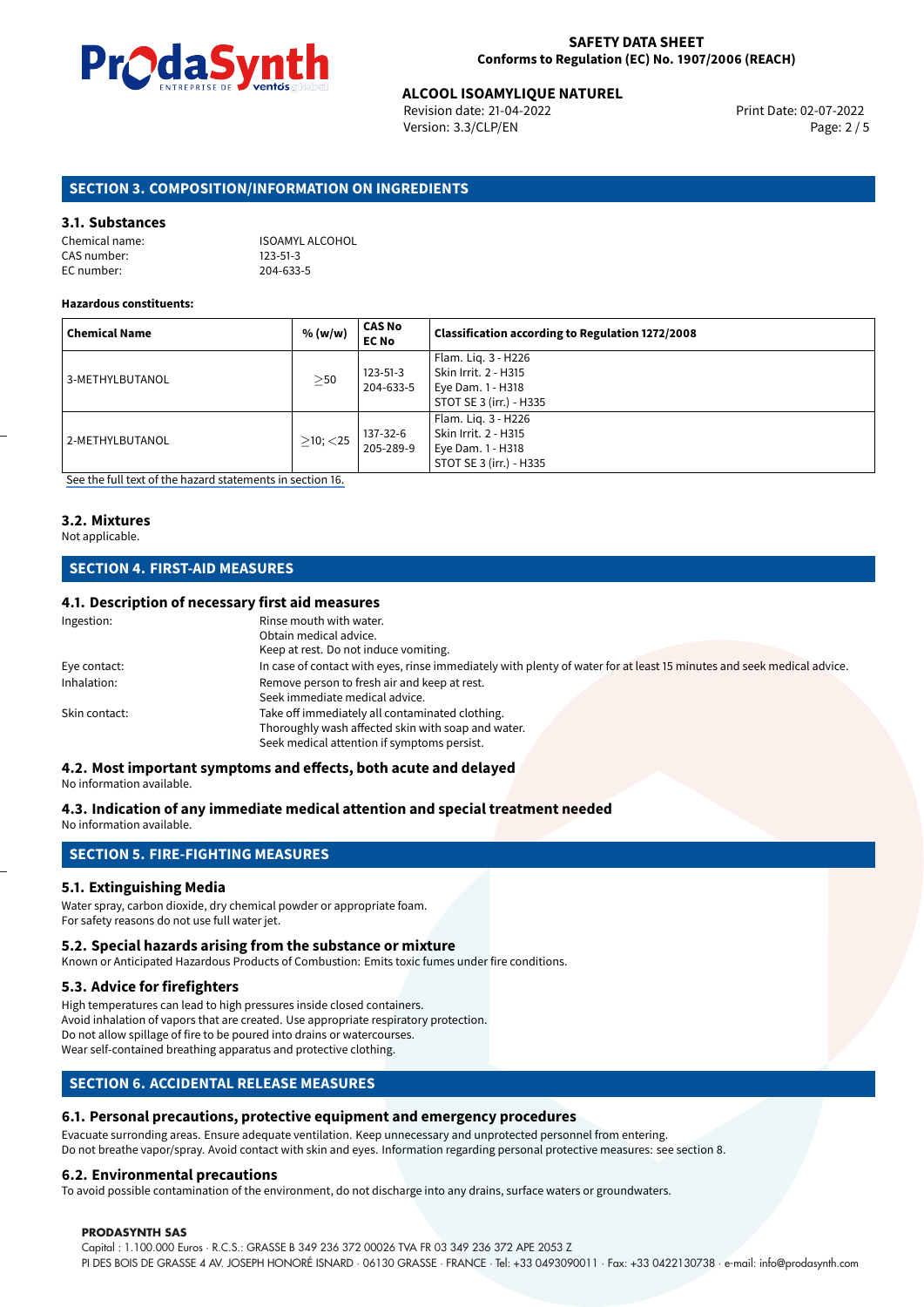## SECTION 3. COMPOSITION/INFORMATION ON INGREDIENTS

### 3.1. Substances

Chemical name: ISOAMYL ALCOHOL
CAS number: 123-51-3
EC number: 204-633-5

**Hazardous constituents:**

| Chemical Name | % (w/w) | CAS No EC No | Classification according to Regulation 1272/2008 |
|---|---|---|---|
| 3-METHYLBUTANOL | $\geq$50 | 123-51-3 204-633-5 | Flam. Liq. 3 - H226 Skin Irrit. 2 - H315 Eye Dam. 1 - H318 STOT SE 3 (irr.) - H335 |
| 2-METHYLBUTANOL | $\geq$10; $<$25 | 137-32-6 205-289-9 | Flam. Liq. 3 - H226 Skin Irrit. 2 - H315 Eye Dam. 1 - H318 STOT SE 3 (irr.) - H335 |

See the full text of the hazard statements in section 16.

### 3.2. Mixtures

Not applicable.

## SECTION 4. FIRST-AID MEASURES

### 4.1. Description of necessary first aid measures

Ingestion: Rinse mouth with water. Obtain medical advice. Keep at rest. Do not induce vomiting.

Eye contact: In case of contact with eyes, rinse immediately with plenty of water for at least 15 minutes and seek medical advice.

Inhalation: Remove person to fresh air and keep at rest. Seek immediate medical advice.

Skin contact: Take off immediately all contaminated clothing. Thoroughly wash affected skin with soap and water. Seek medical attention if symptoms persist.

### 4.2. Most important symptoms and effects, both acute and delayed

No information available.

### 4.3. Indication of any immediate medical attention and special treatment needed

No information available.

## SECTION 5. FIRE-FIGHTING MEASURES

### 5.1. Extinguishing Media

Water spray, carbon dioxide, dry chemical powder or appropriate foam.
For safety reasons do not use full water jet.

### 5.2. Special hazards arising from the substance or mixture

Known or Anticipated Hazardous Products of Combustion: Emits toxic fumes under fire conditions.

### 5.3. Advice for firefighters

High temperatures can lead to high pressures inside closed containers.
Avoid inhalation of vapors that are created. Use appropriate respiratory protection.
Do not allow spillage of fire to be poured into drains or watercourses.
Wear self-contained breathing apparatus and protective clothing.

## SECTION 6. ACCIDENTAL RELEASE MEASURES

### 6.1. Personal precautions, protective equipment and emergency procedures

Evacuate surrounding areas. Ensure adequate ventilation. Keep unnecessary and unprotected personnel from entering.
Do not breathe vapor/spray. Avoid contact with skin and eyes. Information regarding personal protective measures: see section 8.

### 6.2. Environmental precautions

To avoid possible contamination of the environment, do not discharge into any drains, surface waters or groundwaters.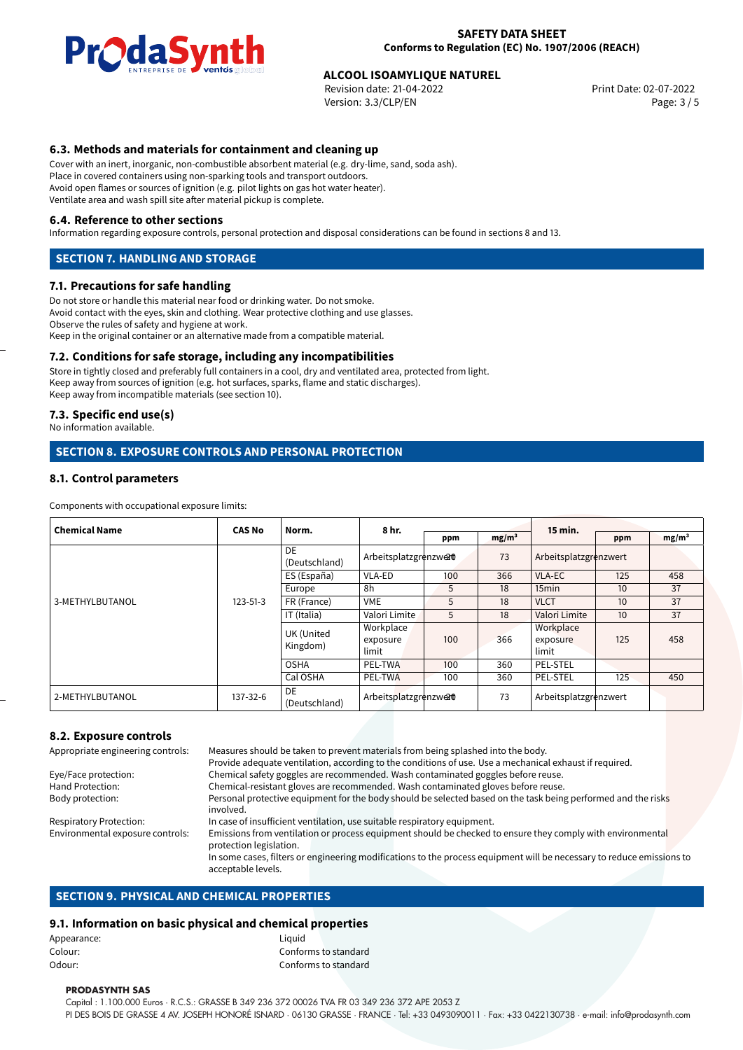### 6.3. Methods and materials for containment and cleaning up

Cover with an inert, inorganic, non-combustible absorbent material (e.g. dry-lime, sand, soda ash).
Place in covered containers using non-sparking tools and transport outdoors.
Avoid open flames or sources of ignition (e.g. pilot lights on gas hot water heater).
Ventilate area and wash spill site after material pickup is complete.

### 6.4. Reference to other sections

Information regarding exposure controls, personal protection and disposal considerations can be found in sections 8 and 13.

## SECTION 7. HANDLING AND STORAGE

### 7.1. Precautions for safe handling

Do not store or handle this material near food or drinking water. Do not smoke.
Avoid contact with the eyes, skin and clothing. Wear protective clothing and use glasses.
Observe the rules of safety and hygiene at work.
Keep in the original container or an alternative made from a compatible material.

### 7.2. Conditions for safe storage, including any incompatibilities

Store in tightly closed and preferably full containers in a cool, dry and ventilated area, protected from light.
Keep away from sources of ignition (e.g. hot surfaces, sparks, flame and static discharges).
Keep away from incompatible materials (see section 10).

### 7.3. Specific end use(s)

No information available.

## SECTION 8. EXPOSURE CONTROLS AND PERSONAL PROTECTION

### 8.1. Control parameters

Components with occupational exposure limits:

| Chemical Name | CAS No | Norm. | 8 hr. | | | 15 min. | | |
|---|---|---|---|---|---|---|---|---|
| | | | | ppm | mg/m³ | | ppm | mg/m³ |
| 3-METHYLBUTANOL | 123-51-3 | DE (Deutschland) | Arbeitsplatzgrenzwert | 20 | 73 | Arbeitsplatzgrenzwert | | |
| | | ES (España) | VLA-ED | 100 | 366 | VLA-EC | 125 | 458 |
| | | Europe | 8h | 5 | 18 | 15min | 10 | 37 |
| | | FR (France) | VME | 5 | 18 | VLCT | 10 | 37 |
| | | IT (Italia) | Valori Limite | 5 | 18 | Valori Limite | 10 | 37 |
| | | UK (United Kingdom) | Workplace exposure limit | 100 | 366 | Workplace exposure limit | 125 | 458 |
| | | OSHA | PEL-TWA | 100 | 360 | PEL-STEL | | |
| | | Cal OSHA | PEL-TWA | 100 | 360 | PEL-STEL | 125 | 450 |
| 2-METHYLBUTANOL | 137-32-6 | DE (Deutschland) | Arbeitsplatzgrenzwert | 20 | 73 | Arbeitsplatzgrenzwert | | |

### 8.2. Exposure controls

Appropriate engineering controls: Measures should be taken to prevent materials from being splashed into the body. Provide adequate ventilation, according to the conditions of use. Use a mechanical exhaust if required.

Eye/Face protection: Chemical safety goggles are recommended. Wash contaminated goggles before reuse.

Hand Protection: Chemical-resistant gloves are recommended. Wash contaminated gloves before reuse.

Body protection: Personal protective equipment for the body should be selected based on the task being performed and the risks involved.

Respiratory Protection: In case of insufficient ventilation, use suitable respiratory equipment.

Environmental exposure controls: Emissions from ventilation or process equipment should be checked to ensure they comply with environmental protection legislation.
In some cases, filters or engineering modifications to the process equipment will be necessary to reduce emissions to acceptable levels.

## SECTION 9. PHYSICAL AND CHEMICAL PROPERTIES

### 9.1. Information on basic physical and chemical properties

Appearance: Liquid
Colour: Conforms to standard
Odour: Conforms to standard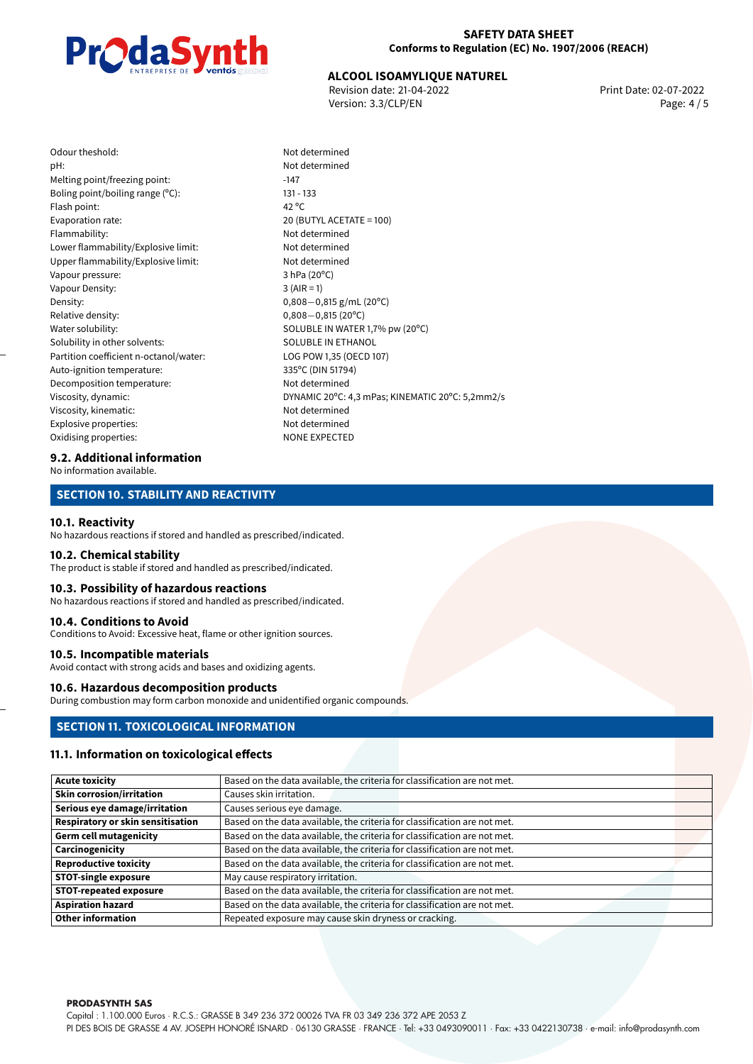| | |
|---|---|
| Odour theshold: | Not determined |
| pH: | Not determined |
| Melting point/freezing point: | -147 |
| Boling point/boiling range (°C): | 131 - 133 |
| Flash point: | 42 °C |
| Evaporation rate: | 20 (BUTYL ACETATE = 100) |
| Flammability: | Not determined |
| Lower flammability/Explosive limit: | Not determined |
| Upper flammability/Explosive limit: | Not determined |
| Vapour pressure: | 3 hPa (20°C) |
| Vapour Density: | 3 (AIR = 1) |
| Density: | 0,808—0,815 g/mL (20°C) |
| Relative density: | 0,808—0,815 (20°C) |
| Water solubility: | SOLUBLE IN WATER 1,7% pw (20°C) |
| Solubility in other solvents: | SOLUBLE IN ETHANOL |
| Partition coefficient n-octanol/water: | LOG POW 1,35 (OECD 107) |
| Auto-ignition temperature: | 335°C (DIN 51794) |
| Decomposition temperature: | Not determined |
| Viscosity, dynamic: | DYNAMIC 20°C: 4,3 mPas; KINEMATIC 20°C: 5,2mm2/s |
| Viscosity, kinematic: | Not determined |
| Explosive properties: | Not determined |
| Oxidising properties: | NONE EXPECTED |

### 9.2. Additional information

No information available.

## SECTION 10. STABILITY AND REACTIVITY

### 10.1. Reactivity

No hazardous reactions if stored and handled as prescribed/indicated.

### 10.2. Chemical stability

The product is stable if stored and handled as prescribed/indicated.

### 10.3. Possibility of hazardous reactions

No hazardous reactions if stored and handled as prescribed/indicated.

### 10.4. Conditions to Avoid

Conditions to Avoid: Excessive heat, flame or other ignition sources.

### 10.5. Incompatible materials

Avoid contact with strong acids and bases and oxidizing agents.

### 10.6. Hazardous decomposition products

During combustion may form carbon monoxide and unidentified organic compounds.

## SECTION 11. TOXICOLOGICAL INFORMATION

### 11.1. Information on toxicological effects

| | |
|---|---|
| **Acute toxicity** | Based on the data available, the criteria for classification are not met. |
| **Skin corrosion/irritation** | Causes skin irritation. |
| **Serious eye damage/irritation** | Causes serious eye damage. |
| **Respiratory or skin sensitisation** | Based on the data available, the criteria for classification are not met. |
| **Germ cell mutagenicity** | Based on the data available, the criteria for classification are not met. |
| **Carcinogenicity** | Based on the data available, the criteria for classification are not met. |
| **Reproductive toxicity** | Based on the data available, the criteria for classification are not met. |
| **STOT-single exposure** | May cause respiratory irritation. |
| **STOT-repeated exposure** | Based on the data available, the criteria for classification are not met. |
| **Aspiration hazard** | Based on the data available, the criteria for classification are not met. |
| **Other information** | Repeated exposure may cause skin dryness or cracking. |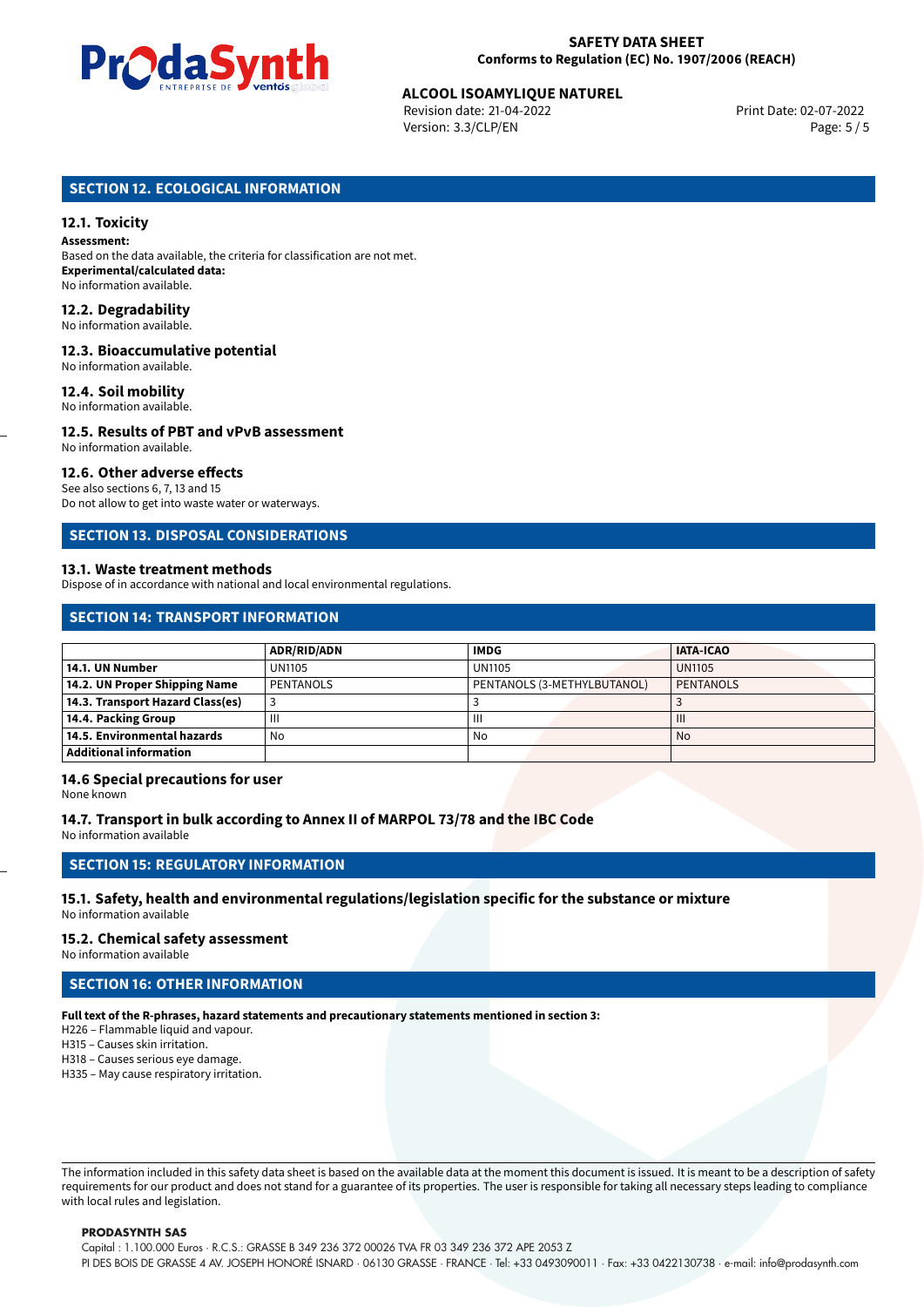## SECTION 12. ECOLOGICAL INFORMATION

### 12.1. Toxicity

**Assessment:**
Based on the data available, the criteria for classification are not met.
**Experimental/calculated data:**
No information available.

### 12.2. Degradability

No information available.

### 12.3. Bioaccumulative potential

No information available.

### 12.4. Soil mobility

No information available.

### 12.5. Results of PBT and vPvB assessment

No information available.

### 12.6. Other adverse effects

See also sections 6, 7, 13 and 15
Do not allow to get into waste water or waterways.

## SECTION 13. DISPOSAL CONSIDERATIONS

### 13.1. Waste treatment methods

Dispose of in accordance with national and local environmental regulations.

## SECTION 14: TRANSPORT INFORMATION

| | ADR/RID/ADN | IMDG | IATA-ICAO |
|---|---|---|---|
| **14.1. UN Number** | UN1105 | UN1105 | UN1105 |
| **14.2. UN Proper Shipping Name** | PENTANOLS | PENTANOLS (3-METHYLBUTANOL) | PENTANOLS |
| **14.3. Transport Hazard Class(es)** | 3 | 3 | 3 |
| **14.4. Packing Group** | III | III | III |
| **14.5. Environmental hazards** | No | No | No |
| **Additional information** | | | |

### 14.6 Special precautions for user

None known

### 14.7. Transport in bulk according to Annex II of MARPOL 73/78 and the IBC Code

No information available

## SECTION 15: REGULATORY INFORMATION

### 15.1. Safety, health and environmental regulations/legislation specific for the substance or mixture

No information available

### 15.2. Chemical safety assessment

No information available

## SECTION 16: OTHER INFORMATION

**Full text of the R-phrases, hazard statements and precautionary statements mentioned in section 3:**

H226 – Flammable liquid and vapour.
H315 – Causes skin irritation.
H318 – Causes serious eye damage.
H335 – May cause respiratory irritation.

The information included in this safety data sheet is based on the available data at the moment this document is issued. It is meant to be a description of safety requirements for our product and does not stand for a guarantee of its properties. The user is responsible for taking all necessary steps leading to compliance with local rules and legislation.